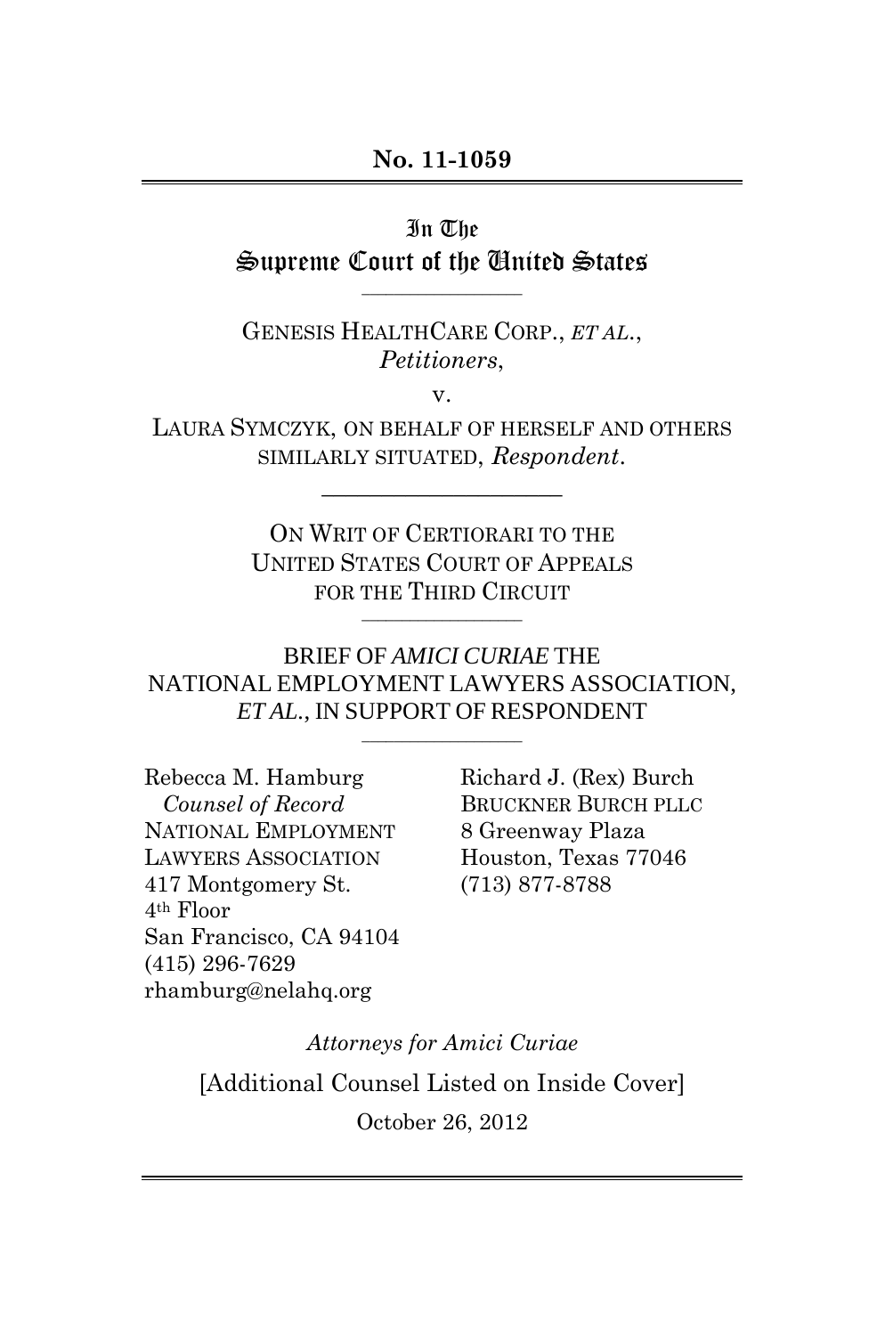**No. 11-1059**

In The
Supreme Court of the United States

---

GENESIS HEALTHCARE CORP., *ET AL.*,
*Petitioners*,

v.

LAURA SYMCZYK, ON BEHALF OF HERSELF AND OTHERS SIMILARLY SITUATED, *Respondent*.

---

ON WRIT OF CERTIORARI TO THE UNITED STATES COURT OF APPEALS FOR THE THIRD CIRCUIT

---

BRIEF OF *AMICI CURIAE* THE NATIONAL EMPLOYMENT LAWYERS ASSOCIATION, *ET AL.*, IN SUPPORT OF RESPONDENT

---

Rebecca M. Hamburg
*Counsel of Record*
NATIONAL EMPLOYMENT LAWYERS ASSOCIATION
417 Montgomery St.
4th Floor
San Francisco, CA 94104
(415) 296-7629
rhamburg@nelahq.org

Richard J. (Rex) Burch
BRUCKNER BURCH PLLC
8 Greenway Plaza
Houston, Texas 77046
(713) 877-8788

*Attorneys for Amici Curiae*

[Additional Counsel Listed on Inside Cover]

October 26, 2012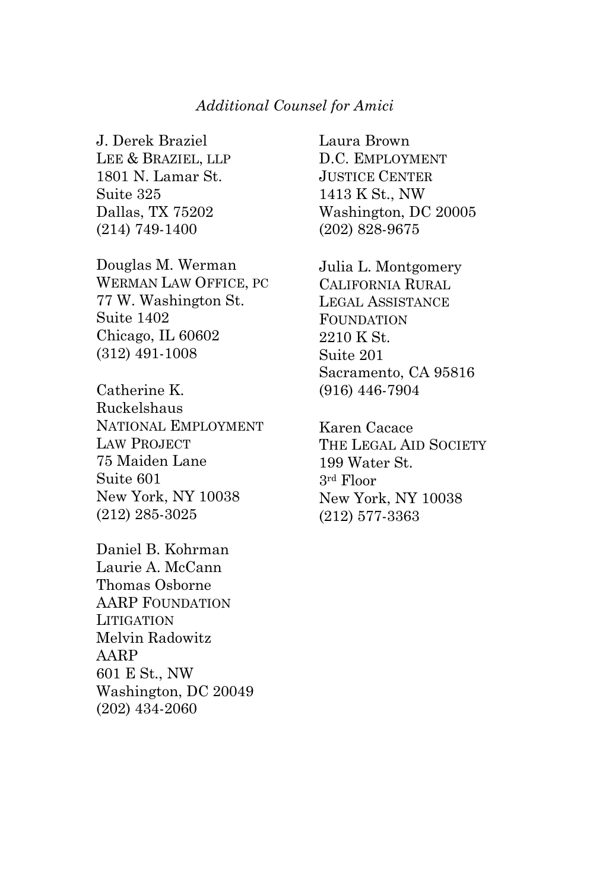*Additional Counsel for Amici*

J. Derek Braziel
LEE & BRAZIEL, LLP
1801 N. Lamar St.
Suite 325
Dallas, TX 75202
(214) 749-1400

Douglas M. Werman
WERMAN LAW OFFICE, PC
77 W. Washington St.
Suite 1402
Chicago, IL 60602
(312) 491-1008

Catherine K. Ruckelshaus
NATIONAL EMPLOYMENT LAW PROJECT
75 Maiden Lane
Suite 601
New York, NY 10038
(212) 285-3025

Daniel B. Kohrman
Laurie A. McCann
Thomas Osborne
AARP FOUNDATION LITIGATION
Melvin Radowitz
AARP
601 E St., NW
Washington, DC 20049
(202) 434-2060

Laura Brown
D.C. EMPLOYMENT JUSTICE CENTER
1413 K St., NW
Washington, DC 20005
(202) 828-9675

Julia L. Montgomery
CALIFORNIA RURAL LEGAL ASSISTANCE FOUNDATION
2210 K St.
Suite 201
Sacramento, CA 95816
(916) 446-7904

Karen Cacace
THE LEGAL AID SOCIETY
199 Water St.
3rd Floor
New York, NY 10038
(212) 577-3363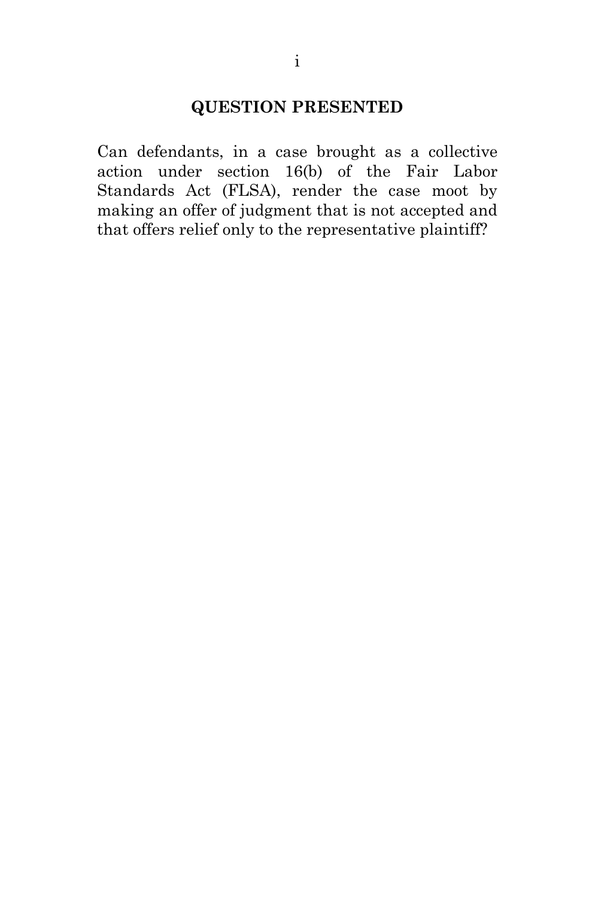## QUESTION PRESENTED

Can defendants, in a case brought as a collective action under section 16(b) of the Fair Labor Standards Act (FLSA), render the case moot by making an offer of judgment that is not accepted and that offers relief only to the representative plaintiff?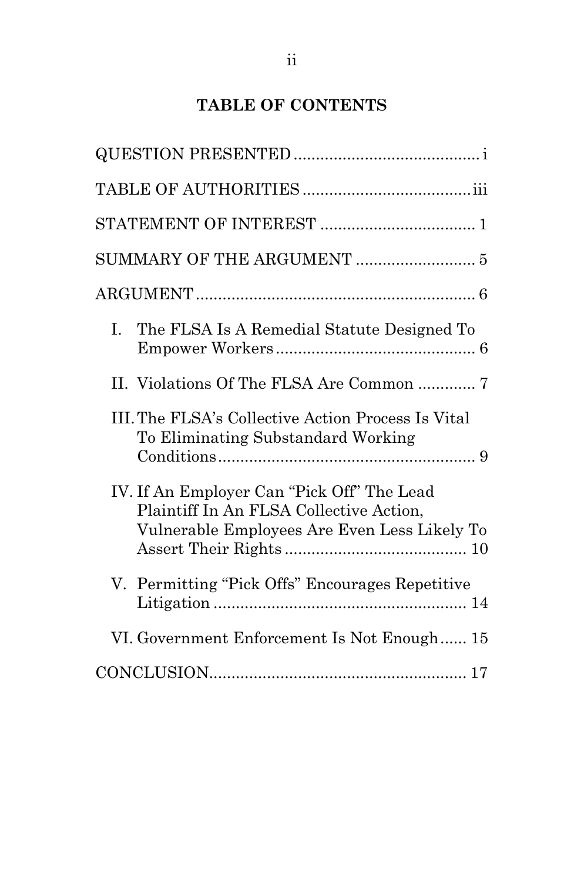## TABLE OF CONTENTS

QUESTION PRESENTED .......................................... i

TABLE OF AUTHORITIES ...................................... iii

STATEMENT OF INTEREST .................................. 1

SUMMARY OF THE ARGUMENT ........................... 5

ARGUMENT ............................................................... 6

- I. The FLSA Is A Remedial Statute Designed To Empower Workers ............................................. 6
- II. Violations Of The FLSA Are Common ............. 7
- III. The FLSA's Collective Action Process Is Vital To Eliminating Substandard Working Conditions .......................................................... 9
- IV. If An Employer Can "Pick Off" The Lead Plaintiff In An FLSA Collective Action, Vulnerable Employees Are Even Less Likely To Assert Their Rights ......................................... 10
- V. Permitting "Pick Offs" Encourages Repetitive Litigation ......................................................... 14
- VI. Government Enforcement Is Not Enough ...... 15

CONCLUSION .......................................................... 17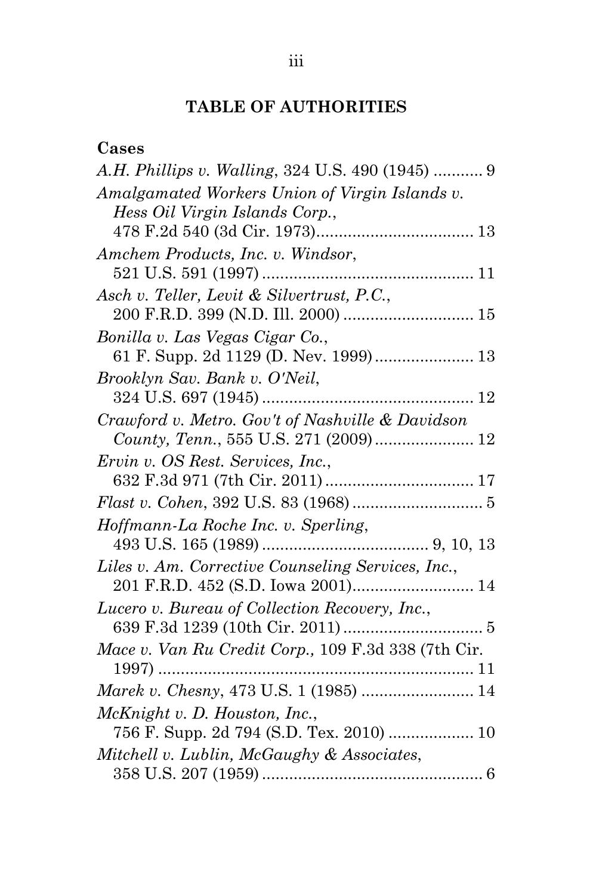## TABLE OF AUTHORITIES

### Cases

*A.H. Phillips v. Walling*, 324 U.S. 490 (1945) ........... 9

*Amalgamated Workers Union of Virgin Islands v. Hess Oil Virgin Islands Corp.*, 478 F.2d 540 (3d Cir. 1973)................................... 13

*Amchem Products, Inc. v. Windsor*, 521 U.S. 591 (1997) ............................................... 11

*Asch v. Teller, Levit & Silvertrust, P.C.*, 200 F.R.D. 399 (N.D. Ill. 2000) ............................. 15

*Bonilla v. Las Vegas Cigar Co.*, 61 F. Supp. 2d 1129 (D. Nev. 1999)...................... 13

*Brooklyn Sav. Bank v. O'Neil*, 324 U.S. 697 (1945) ............................................... 12

*Crawford v. Metro. Gov't of Nashville & Davidson County, Tenn.*, 555 U.S. 271 (2009)...................... 12

*Ervin v. OS Rest. Services, Inc.*, 632 F.3d 971 (7th Cir. 2011)................................. 17

*Flast v. Cohen*, 392 U.S. 83 (1968)............................. 5

*Hoffmann-La Roche Inc. v. Sperling*, 493 U.S. 165 (1989)..................................... 9, 10, 13

*Liles v. Am. Corrective Counseling Services, Inc.*, 201 F.R.D. 452 (S.D. Iowa 2001)........................... 14

*Lucero v. Bureau of Collection Recovery, Inc.*, 639 F.3d 1239 (10th Cir. 2011)............................... 5

*Mace v. Van Ru Credit Corp.,* 109 F.3d 338 (7th Cir. 1997) ...................................................................... 11

*Marek v. Chesny*, 473 U.S. 1 (1985) ......................... 14

*McKnight v. D. Houston, Inc.*, 756 F. Supp. 2d 794 (S.D. Tex. 2010) ................... 10

*Mitchell v. Lublin, McGaughy & Associates*, 358 U.S. 207 (1959).................................................. 6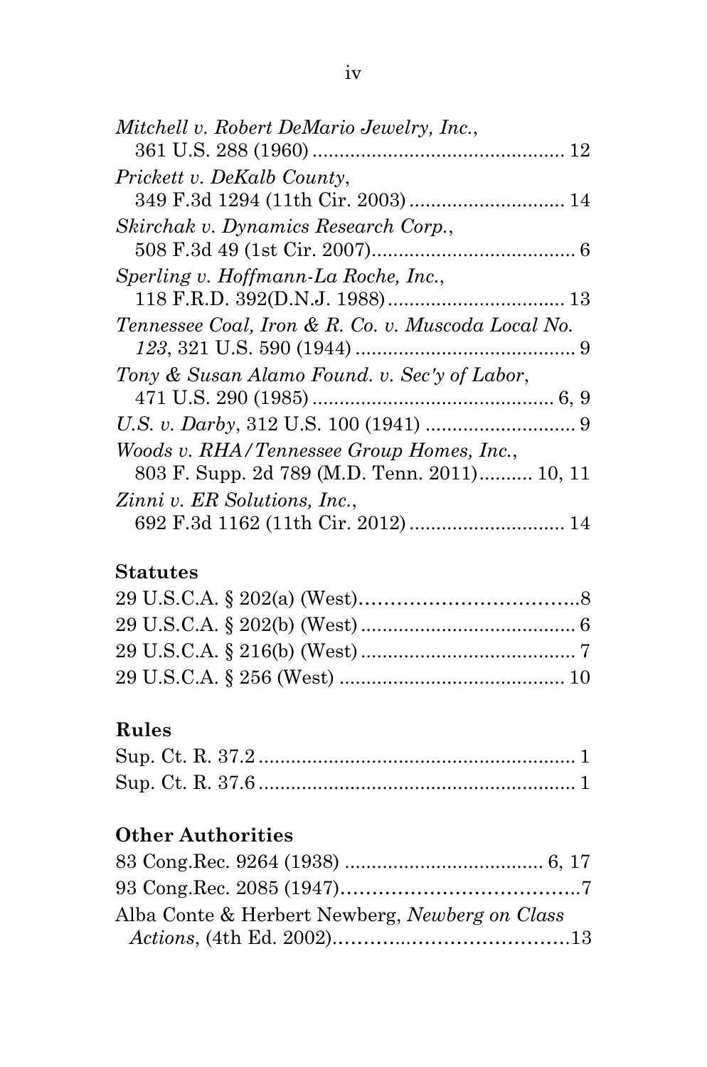*Mitchell v. Robert DeMario Jewelry, Inc.*,
361 U.S. 288 (1960) .............................................. 12

*Prickett v. DeKalb County*,
349 F.3d 1294 (11th Cir. 2003) ............................ 14

*Skirchak v. Dynamics Research Corp.*,
508 F.3d 49 (1st Cir. 2007)..................................... 6

*Sperling v. Hoffmann-La Roche, Inc.*,
118 F.R.D. 392(D.N.J. 1988) ................................ 13

*Tennessee Coal, Iron & R. Co. v. Muscoda Local No. 123*, 321 U.S. 590 (1944) ......................................... 9

*Tony & Susan Alamo Found. v. Sec'y of Labor*,
471 U.S. 290 (1985) ............................................ 6, 9

*U.S. v. Darby*, 312 U.S. 100 (1941) ........................... 9

*Woods v. RHA/Tennessee Group Homes, Inc.*,
803 F. Supp. 2d 789 (M.D. Tenn. 2011).......... 10, 11

*Zinni v. ER Solutions, Inc.*,
692 F.3d 1162 (11th Cir. 2012) ............................ 14

## Statutes

29 U.S.C.A. § 202(a) (West)……………………………..8

29 U.S.C.A. § 202(b) (West) ........................................ 6

29 U.S.C.A. § 216(b) (West) ........................................ 7

29 U.S.C.A. § 256 (West) .......................................... 10

## Rules

Sup. Ct. R. 37.2 ........................................................... 1

Sup. Ct. R. 37.6 ........................................................... 1

## Other Authorities

83 Cong.Rec. 9264 (1938) ..................................... 6, 17

93 Cong.Rec. 2085 (1947)………………………………..7

Alba Conte & Herbert Newberg, *Newberg on Class Actions*, (4th Ed. 2002)………..………………………13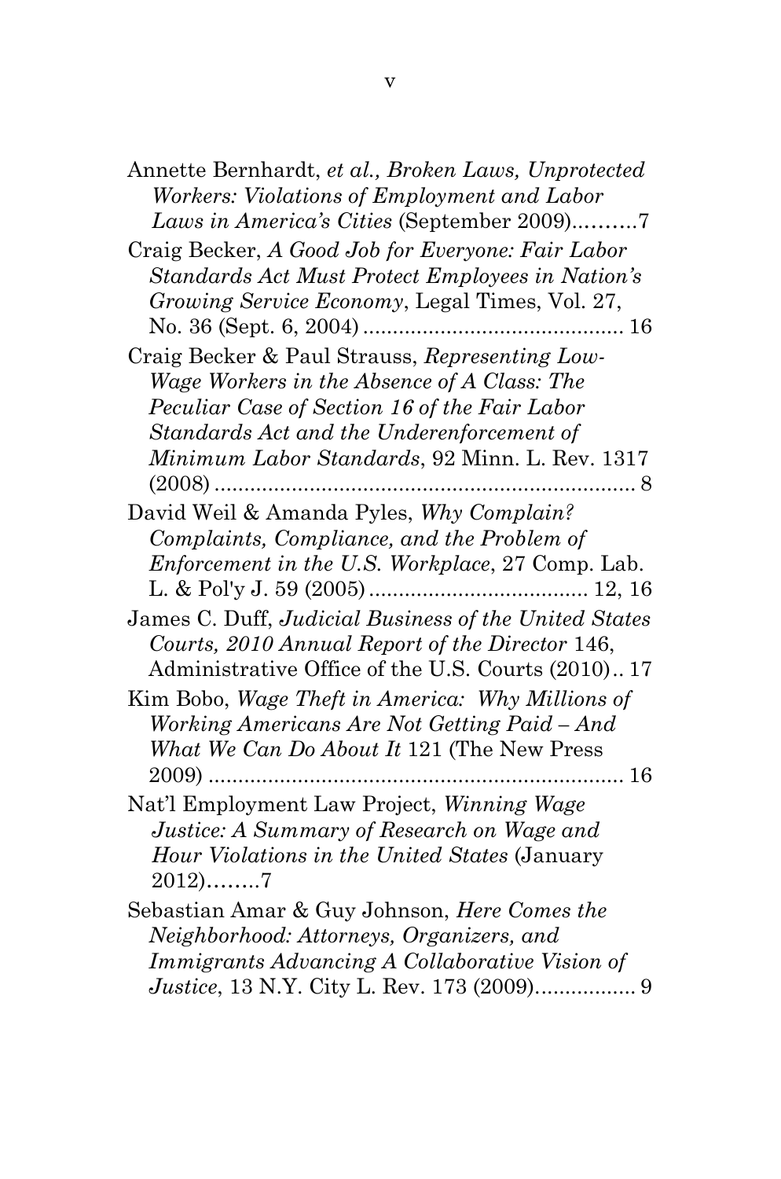Annette Bernhardt, *et al., Broken Laws, Unprotected Workers: Violations of Employment and Labor Laws in America's Cities* (September 2009)……….7

Craig Becker, *A Good Job for Everyone: Fair Labor Standards Act Must Protect Employees in Nation's Growing Service Economy*, Legal Times, Vol. 27, No. 36 (Sept. 6, 2004) ........................................... 16

Craig Becker & Paul Strauss, *Representing Low-Wage Workers in the Absence of A Class: The Peculiar Case of Section 16 of the Fair Labor Standards Act and the Underenforcement of Minimum Labor Standards*, 92 Minn. L. Rev. 1317 (2008) ...................................................................... 8

David Weil & Amanda Pyles, *Why Complain? Complaints, Compliance, and the Problem of Enforcement in the U.S. Workplace*, 27 Comp. Lab. L. & Pol'y J. 59 (2005) .................................... 12, 16

James C. Duff, *Judicial Business of the United States Courts, 2010 Annual Report of the Director* 146, Administrative Office of the U.S. Courts (2010).. 17

Kim Bobo, *Wage Theft in America: Why Millions of Working Americans Are Not Getting Paid – And What We Can Do About It* 121 (The New Press 2009) ..................................................................... 16

Nat'l Employment Law Project, *Winning Wage Justice: A Summary of Research on Wage and Hour Violations in the United States* (January 2012)……..7

Sebastian Amar & Guy Johnson, *Here Comes the Neighborhood: Attorneys, Organizers, and Immigrants Advancing A Collaborative Vision of Justice*, 13 N.Y. City L. Rev. 173 (2009)................. 9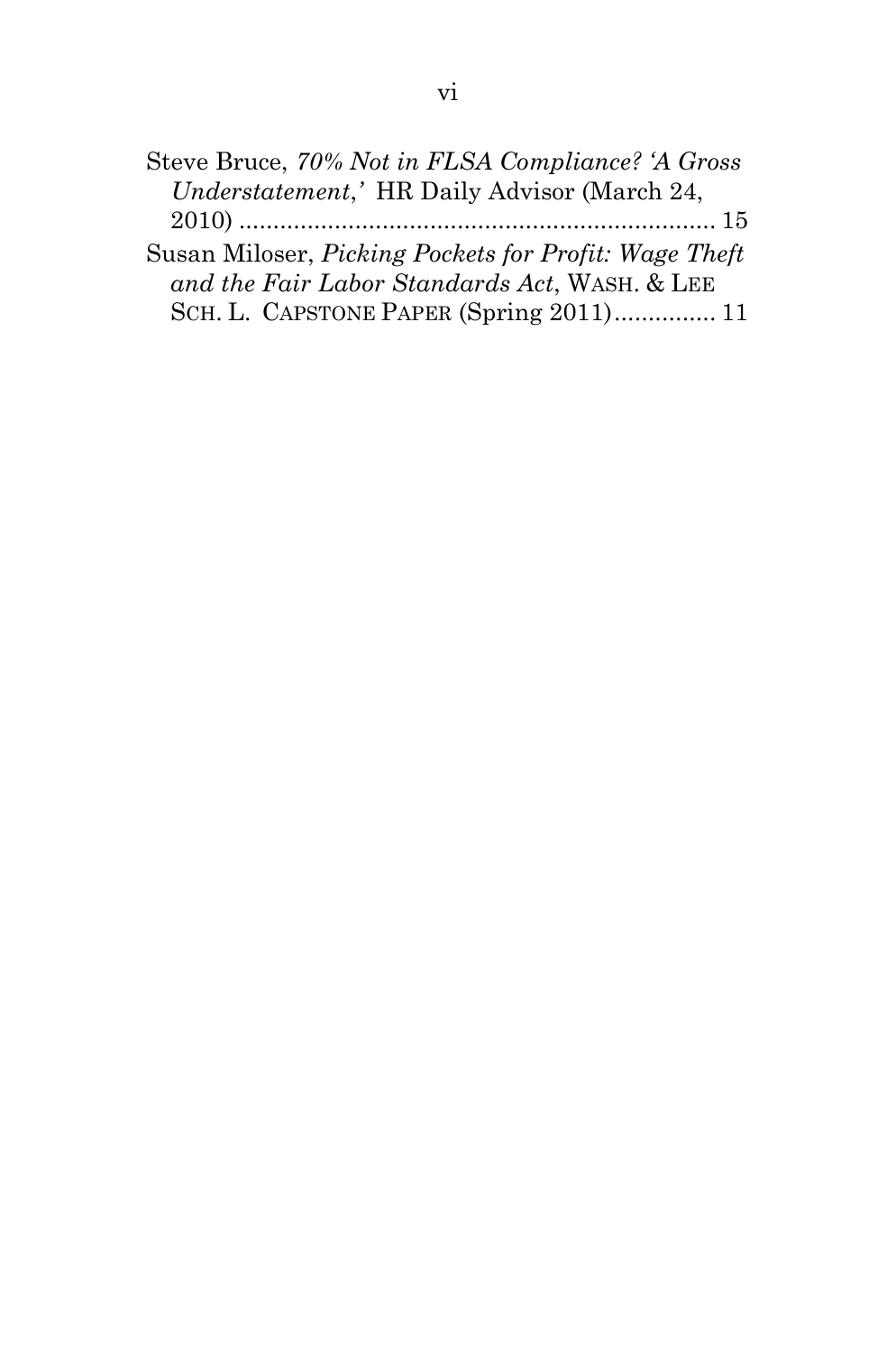Steve Bruce, *70% Not in FLSA Compliance? 'A Gross Understatement,'* HR Daily Advisor (March 24, 2010) ........................................................................ 15

Susan Miloser, *Picking Pockets for Profit: Wage Theft and the Fair Labor Standards Act*, WASH. & LEE SCH. L. CAPSTONE PAPER (Spring 2011)............... 11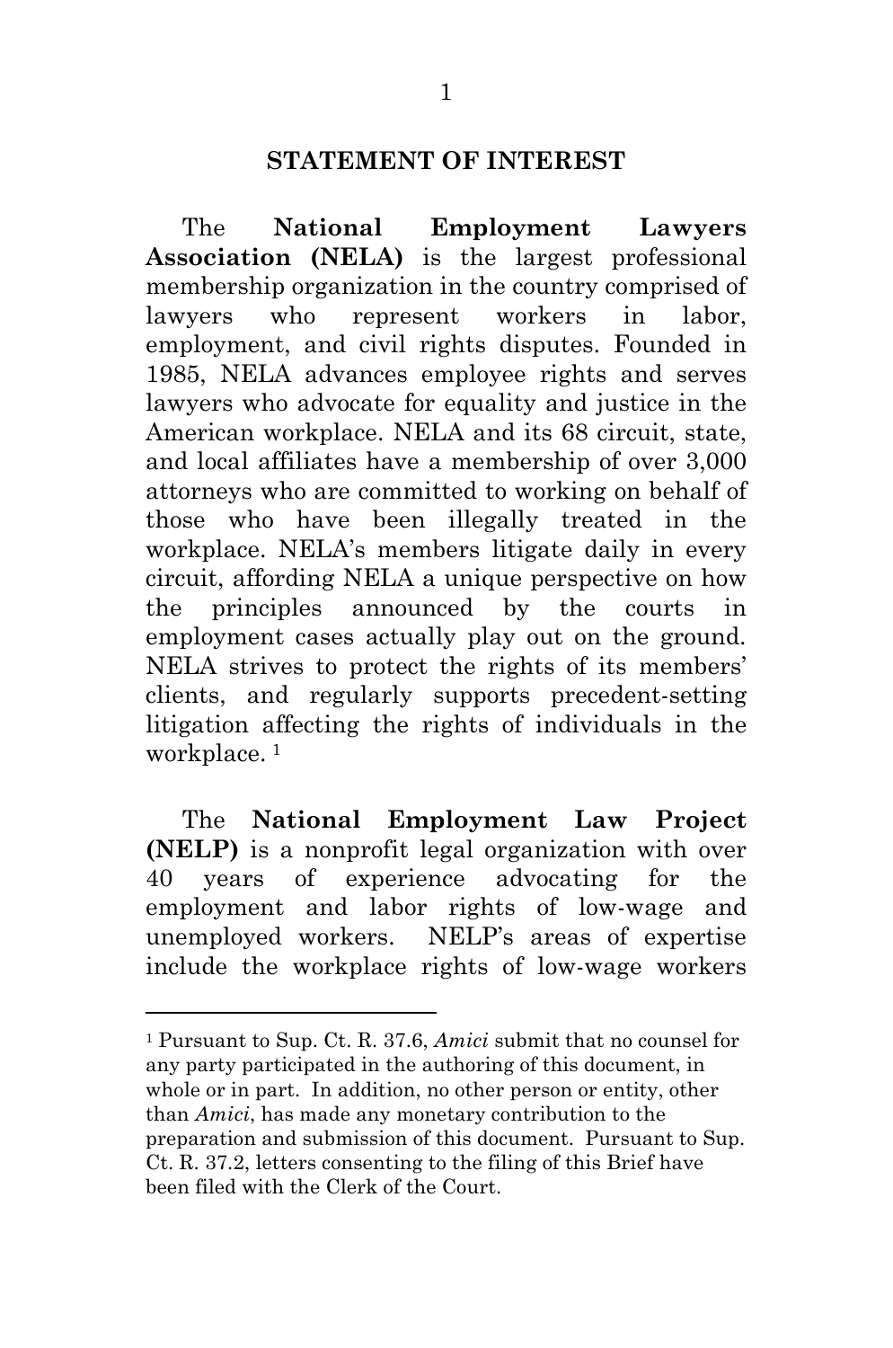## STATEMENT OF INTEREST

The **National Employment Lawyers Association (NELA)** is the largest professional membership organization in the country comprised of lawyers who represent workers in labor, employment, and civil rights disputes. Founded in 1985, NELA advances employee rights and serves lawyers who advocate for equality and justice in the American workplace. NELA and its 68 circuit, state, and local affiliates have a membership of over 3,000 attorneys who are committed to working on behalf of those who have been illegally treated in the workplace. NELA's members litigate daily in every circuit, affording NELA a unique perspective on how the principles announced by the courts in employment cases actually play out on the ground. NELA strives to protect the rights of its members' clients, and regularly supports precedent-setting litigation affecting the rights of individuals in the workplace. [1]

The **National Employment Law Project (NELP)** is a nonprofit legal organization with over 40 years of experience advocating for the employment and labor rights of low-wage and unemployed workers. NELP's areas of expertise include the workplace rights of low-wage workers

---

[1] Pursuant to Sup. Ct. R. 37.6, *Amici* submit that no counsel for any party participated in the authoring of this document, in whole or in part. In addition, no other person or entity, other than *Amici*, has made any monetary contribution to the preparation and submission of this document. Pursuant to Sup. Ct. R. 37.2, letters consenting to the filing of this Brief have been filed with the Clerk of the Court.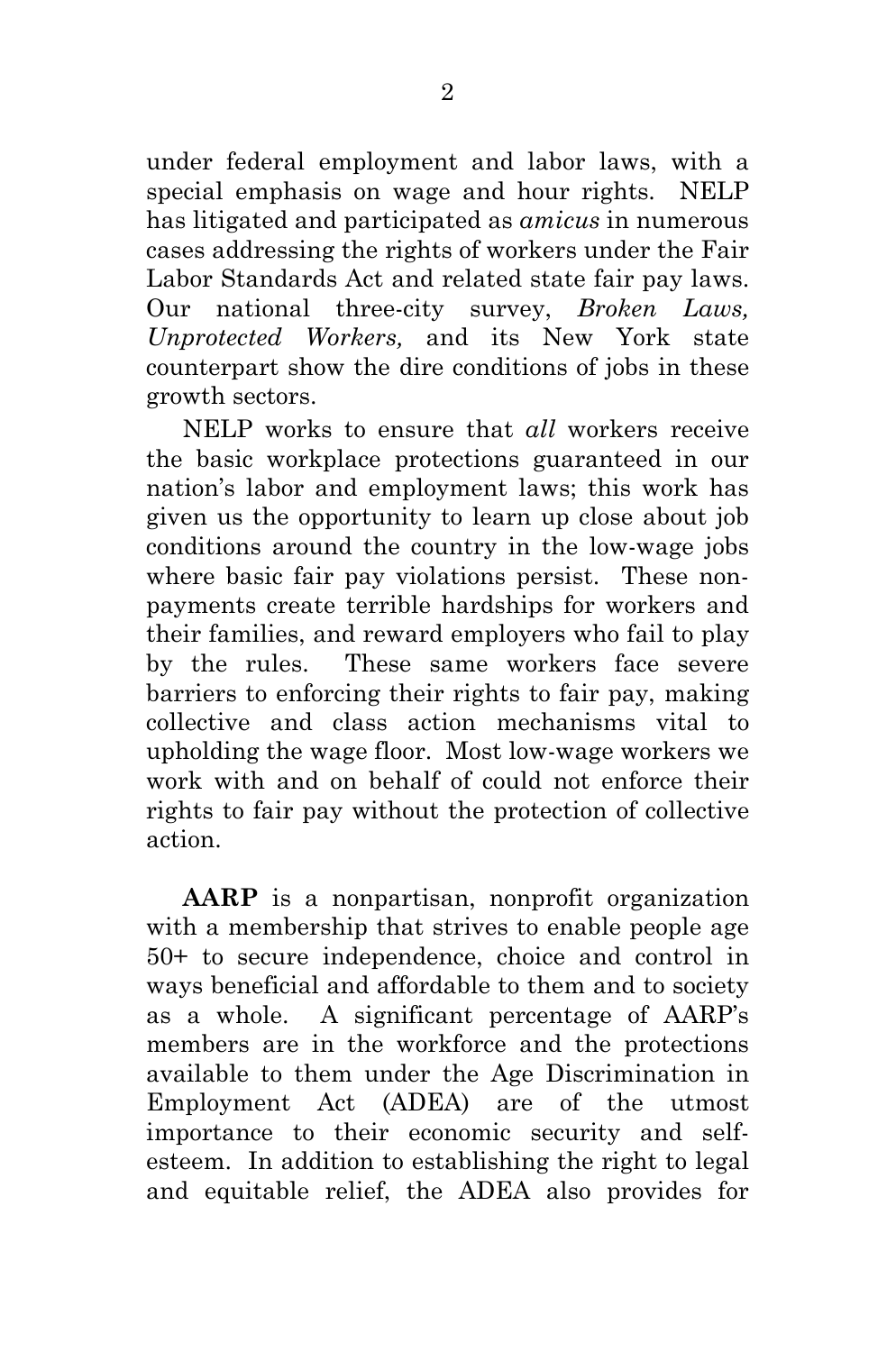under federal employment and labor laws, with a special emphasis on wage and hour rights. NELP has litigated and participated as *amicus* in numerous cases addressing the rights of workers under the Fair Labor Standards Act and related state fair pay laws. Our national three-city survey, *Broken Laws, Unprotected Workers,* and its New York state counterpart show the dire conditions of jobs in these growth sectors.

NELP works to ensure that *all* workers receive the basic workplace protections guaranteed in our nation's labor and employment laws; this work has given us the opportunity to learn up close about job conditions around the country in the low-wage jobs where basic fair pay violations persist. These non-payments create terrible hardships for workers and their families, and reward employers who fail to play by the rules. These same workers face severe barriers to enforcing their rights to fair pay, making collective and class action mechanisms vital to upholding the wage floor. Most low-wage workers we work with and on behalf of could not enforce their rights to fair pay without the protection of collective action.

**AARP** is a nonpartisan, nonprofit organization with a membership that strives to enable people age 50+ to secure independence, choice and control in ways beneficial and affordable to them and to society as a whole. A significant percentage of AARP's members are in the workforce and the protections available to them under the Age Discrimination in Employment Act (ADEA) are of the utmost importance to their economic security and self-esteem. In addition to establishing the right to legal and equitable relief, the ADEA also provides for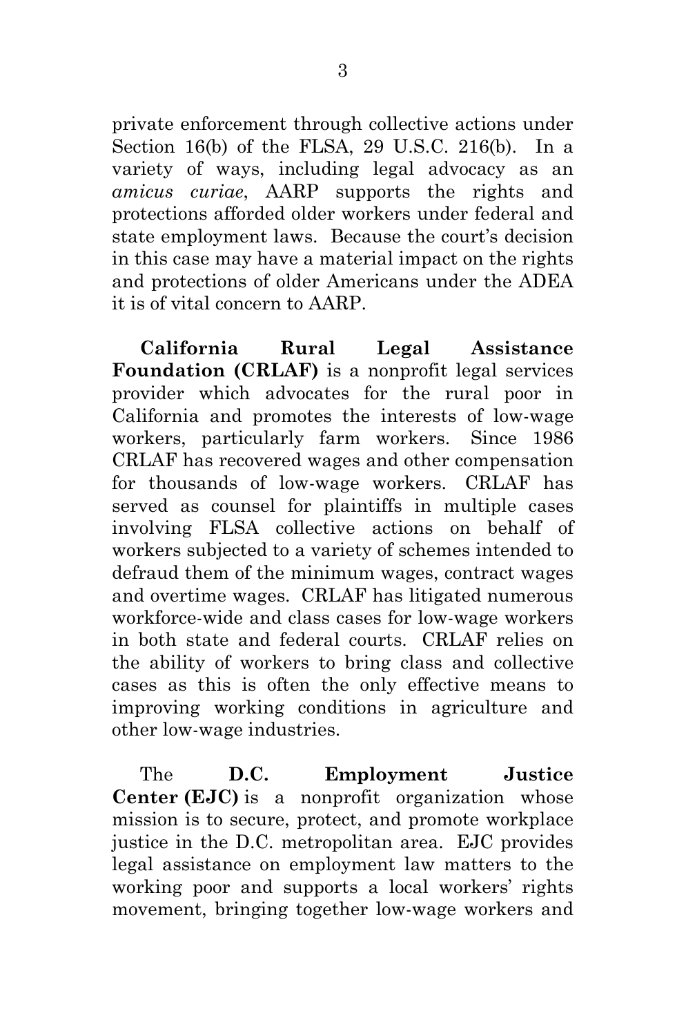private enforcement through collective actions under Section 16(b) of the FLSA, 29 U.S.C. 216(b). In a variety of ways, including legal advocacy as an *amicus curiae*, AARP supports the rights and protections afforded older workers under federal and state employment laws. Because the court's decision in this case may have a material impact on the rights and protections of older Americans under the ADEA it is of vital concern to AARP.

**California Rural Legal Assistance Foundation (CRLAF)** is a nonprofit legal services provider which advocates for the rural poor in California and promotes the interests of low-wage workers, particularly farm workers. Since 1986 CRLAF has recovered wages and other compensation for thousands of low-wage workers. CRLAF has served as counsel for plaintiffs in multiple cases involving FLSA collective actions on behalf of workers subjected to a variety of schemes intended to defraud them of the minimum wages, contract wages and overtime wages. CRLAF has litigated numerous workforce-wide and class cases for low-wage workers in both state and federal courts. CRLAF relies on the ability of workers to bring class and collective cases as this is often the only effective means to improving working conditions in agriculture and other low-wage industries.

The **D.C. Employment Justice Center (EJC)** is a nonprofit organization whose mission is to secure, protect, and promote workplace justice in the D.C. metropolitan area. EJC provides legal assistance on employment law matters to the working poor and supports a local workers' rights movement, bringing together low-wage workers and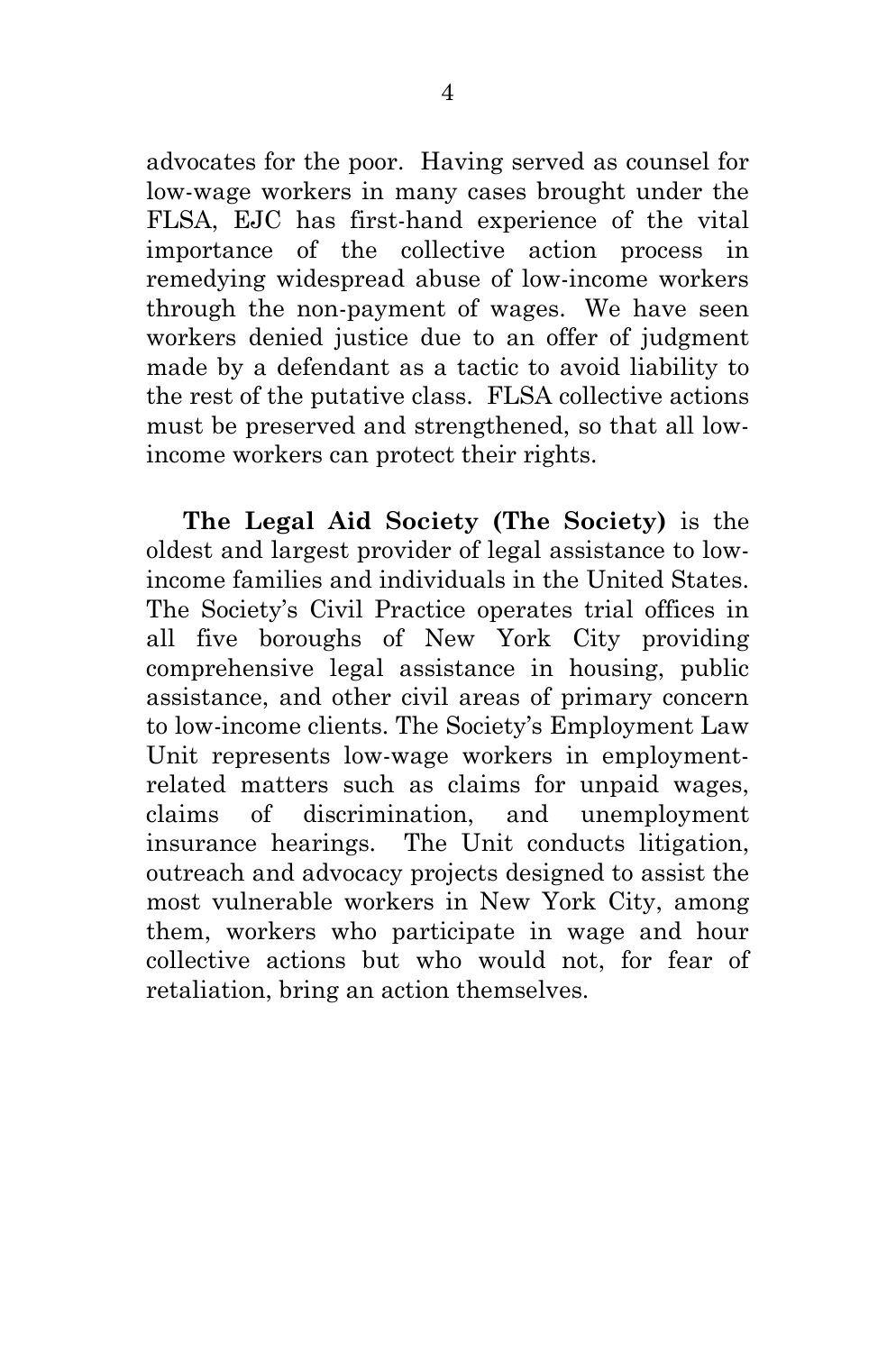advocates for the poor. Having served as counsel for low-wage workers in many cases brought under the FLSA, EJC has first-hand experience of the vital importance of the collective action process in remedying widespread abuse of low-income workers through the non-payment of wages. We have seen workers denied justice due to an offer of judgment made by a defendant as a tactic to avoid liability to the rest of the putative class. FLSA collective actions must be preserved and strengthened, so that all low-income workers can protect their rights.

**The Legal Aid Society (The Society)** is the oldest and largest provider of legal assistance to low-income families and individuals in the United States. The Society's Civil Practice operates trial offices in all five boroughs of New York City providing comprehensive legal assistance in housing, public assistance, and other civil areas of primary concern to low-income clients. The Society's Employment Law Unit represents low-wage workers in employment-related matters such as claims for unpaid wages, claims of discrimination, and unemployment insurance hearings. The Unit conducts litigation, outreach and advocacy projects designed to assist the most vulnerable workers in New York City, among them, workers who participate in wage and hour collective actions but who would not, for fear of retaliation, bring an action themselves.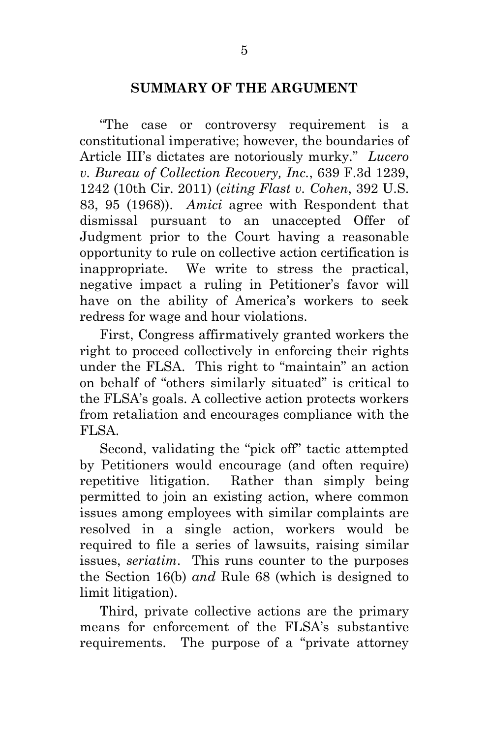## SUMMARY OF THE ARGUMENT

"The case or controversy requirement is a constitutional imperative; however, the boundaries of Article III's dictates are notoriously murky." *Lucero v. Bureau of Collection Recovery, Inc.*, 639 F.3d 1239, 1242 (10th Cir. 2011) (*citing Flast v. Cohen*, 392 U.S. 83, 95 (1968)). *Amici* agree with Respondent that dismissal pursuant to an unaccepted Offer of Judgment prior to the Court having a reasonable opportunity to rule on collective action certification is inappropriate. We write to stress the practical, negative impact a ruling in Petitioner's favor will have on the ability of America's workers to seek redress for wage and hour violations.

First, Congress affirmatively granted workers the right to proceed collectively in enforcing their rights under the FLSA. This right to "maintain" an action on behalf of "others similarly situated" is critical to the FLSA's goals. A collective action protects workers from retaliation and encourages compliance with the FLSA.

Second, validating the "pick off" tactic attempted by Petitioners would encourage (and often require) repetitive litigation. Rather than simply being permitted to join an existing action, where common issues among employees with similar complaints are resolved in a single action, workers would be required to file a series of lawsuits, raising similar issues, *seriatim*. This runs counter to the purposes the Section 16(b) *and* Rule 68 (which is designed to limit litigation).

Third, private collective actions are the primary means for enforcement of the FLSA's substantive requirements. The purpose of a "private attorney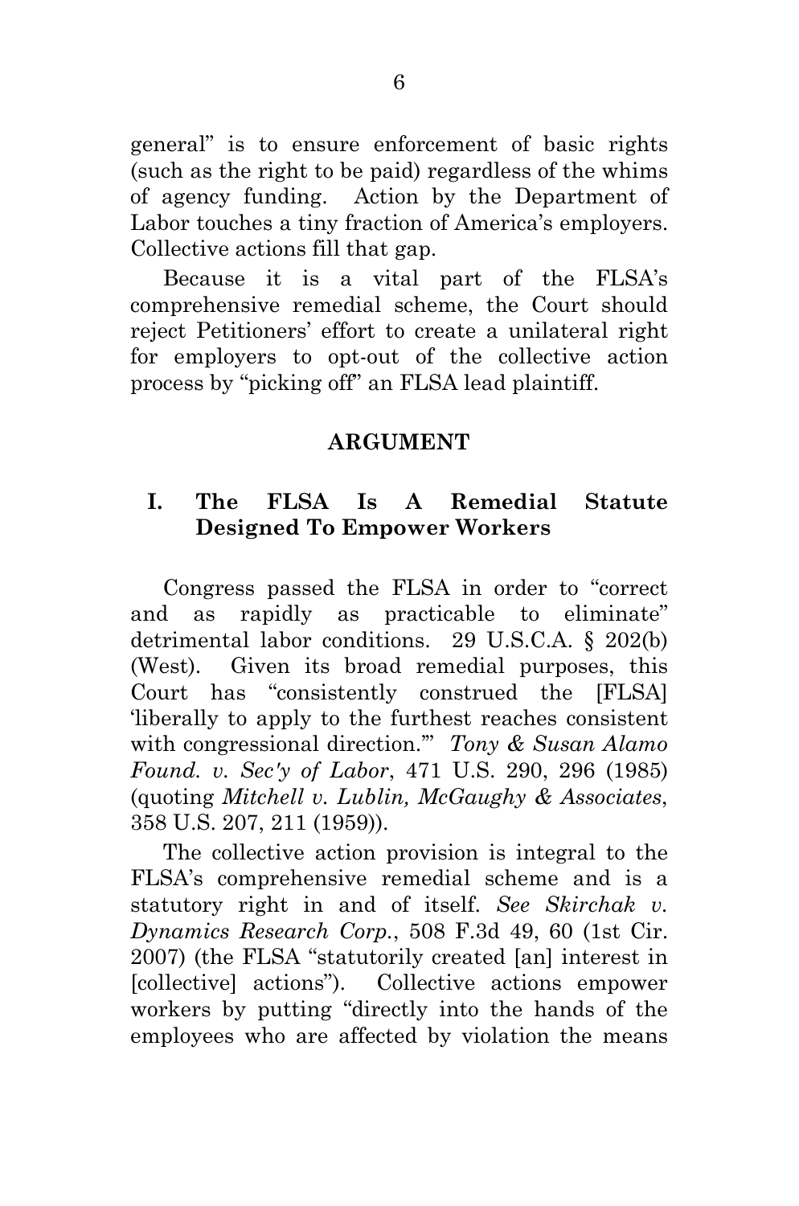general" is to ensure enforcement of basic rights (such as the right to be paid) regardless of the whims of agency funding. Action by the Department of Labor touches a tiny fraction of America's employers. Collective actions fill that gap.

Because it is a vital part of the FLSA's comprehensive remedial scheme, the Court should reject Petitioners' effort to create a unilateral right for employers to opt-out of the collective action process by "picking off" an FLSA lead plaintiff.

## ARGUMENT

### I. The FLSA Is A Remedial Statute Designed To Empower Workers

Congress passed the FLSA in order to "correct and as rapidly as practicable to eliminate" detrimental labor conditions. 29 U.S.C.A. § 202(b) (West). Given its broad remedial purposes, this Court has "consistently construed the [FLSA] 'liberally to apply to the furthest reaches consistent with congressional direction.'" *Tony & Susan Alamo Found. v. Sec'y of Labor*, 471 U.S. 290, 296 (1985) (quoting *Mitchell v. Lublin, McGaughy & Associates*, 358 U.S. 207, 211 (1959)).

The collective action provision is integral to the FLSA's comprehensive remedial scheme and is a statutory right in and of itself. *See Skirchak v. Dynamics Research Corp.*, 508 F.3d 49, 60 (1st Cir. 2007) (the FLSA "statutorily created [an] interest in [collective] actions"). Collective actions empower workers by putting "directly into the hands of the employees who are affected by violation the means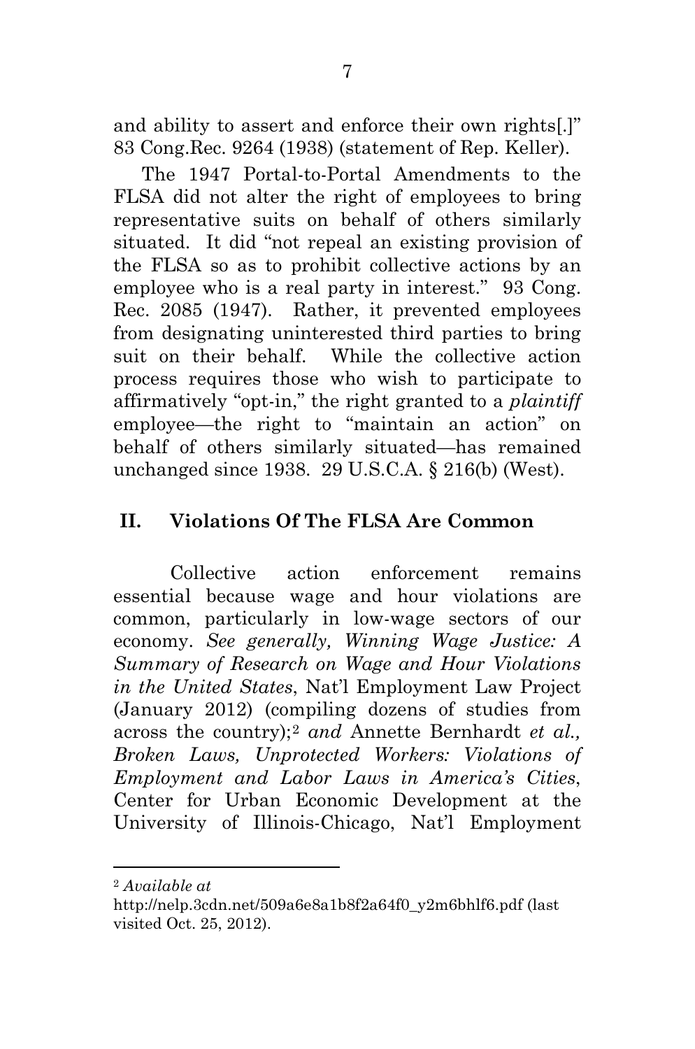and ability to assert and enforce their own rights[.]" 83 Cong.Rec. 9264 (1938) (statement of Rep. Keller).

The 1947 Portal-to-Portal Amendments to the FLSA did not alter the right of employees to bring representative suits on behalf of others similarly situated. It did "not repeal an existing provision of the FLSA so as to prohibit collective actions by an employee who is a real party in interest." 93 Cong. Rec. 2085 (1947). Rather, it prevented employees from designating uninterested third parties to bring suit on their behalf. While the collective action process requires those who wish to participate to affirmatively "opt-in," the right granted to a *plaintiff* employee—the right to "maintain an action" on behalf of others similarly situated—has remained unchanged since 1938. 29 U.S.C.A. § 216(b) (West).

## II. Violations Of The FLSA Are Common

Collective action enforcement remains essential because wage and hour violations are common, particularly in low-wage sectors of our economy. *See generally, Winning Wage Justice: A Summary of Research on Wage and Hour Violations in the United States*, Nat'l Employment Law Project (January 2012) (compiling dozens of studies from across the country);[2] *and* Annette Bernhardt *et al., Broken Laws, Unprotected Workers: Violations of Employment and Labor Laws in America's Cities*, Center for Urban Economic Development at the University of Illinois-Chicago, Nat'l Employment

---

[2] *Available at* http://nelp.3cdn.net/509a6e8a1b8f2a64f0_y2m6bhlf6.pdf (last visited Oct. 25, 2012).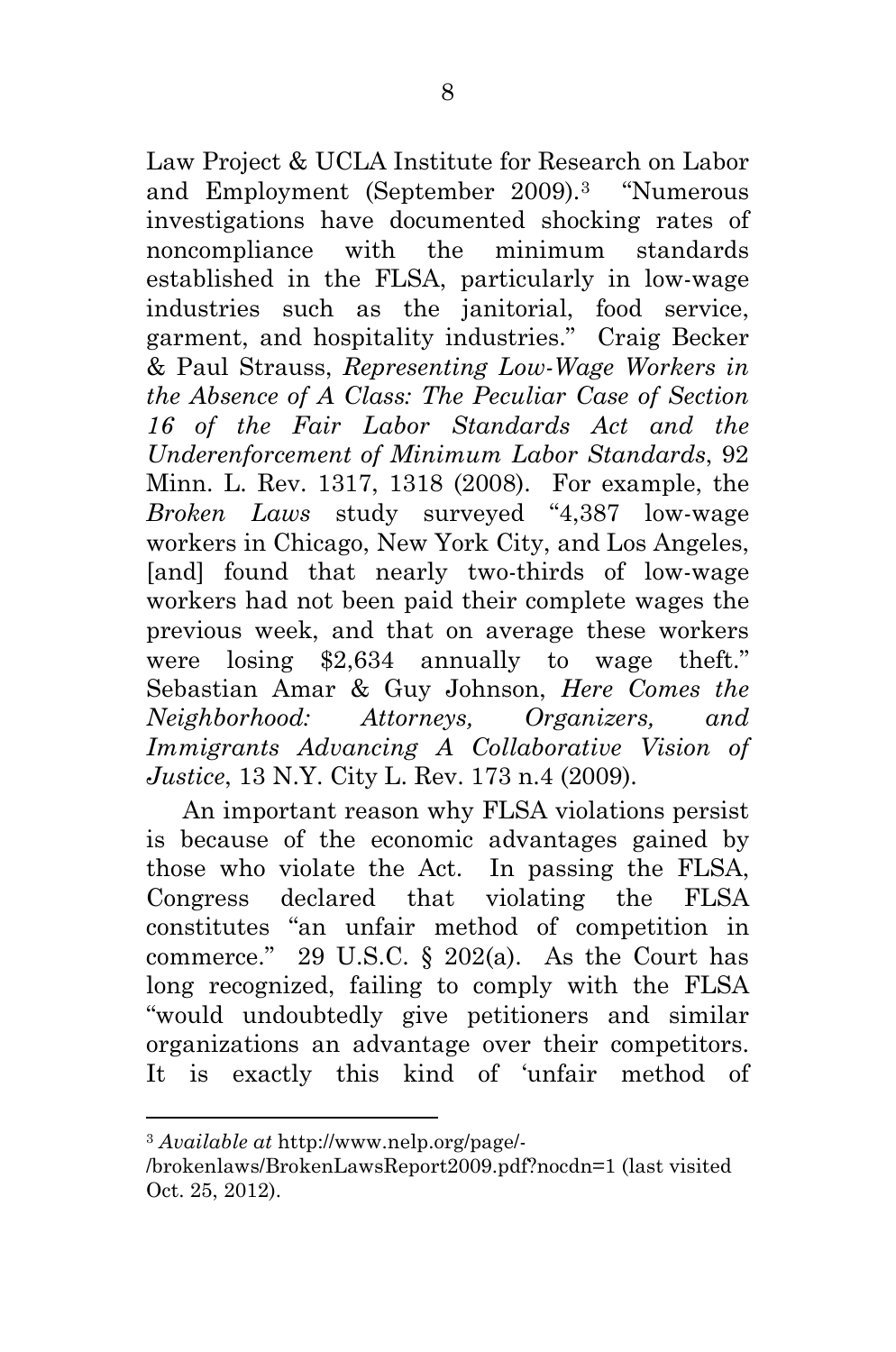Law Project & UCLA Institute for Research on Labor and Employment (September 2009).[3] "Numerous investigations have documented shocking rates of noncompliance with the minimum standards established in the FLSA, particularly in low-wage industries such as the janitorial, food service, garment, and hospitality industries." Craig Becker & Paul Strauss, *Representing Low-Wage Workers in the Absence of A Class: The Peculiar Case of Section 16 of the Fair Labor Standards Act and the Underenforcement of Minimum Labor Standards*, 92 Minn. L. Rev. 1317, 1318 (2008). For example, the *Broken Laws* study surveyed "4,387 low-wage workers in Chicago, New York City, and Los Angeles, [and] found that nearly two-thirds of low-wage workers had not been paid their complete wages the previous week, and that on average these workers were losing $2,634 annually to wage theft." Sebastian Amar & Guy Johnson, *Here Comes the Neighborhood: Attorneys, Organizers, and Immigrants Advancing A Collaborative Vision of Justice*, 13 N.Y. City L. Rev. 173 n.4 (2009).

An important reason why FLSA violations persist is because of the economic advantages gained by those who violate the Act. In passing the FLSA, Congress declared that violating the FLSA constitutes "an unfair method of competition in commerce." 29 U.S.C. § 202(a). As the Court has long recognized, failing to comply with the FLSA "would undoubtedly give petitioners and similar organizations an advantage over their competitors. It is exactly this kind of 'unfair method of

---

[3] *Available at* http://www.nelp.org/page/-/brokenlaws/BrokenLawsReport2009.pdf?nocdn=1 (last visited Oct. 25, 2012).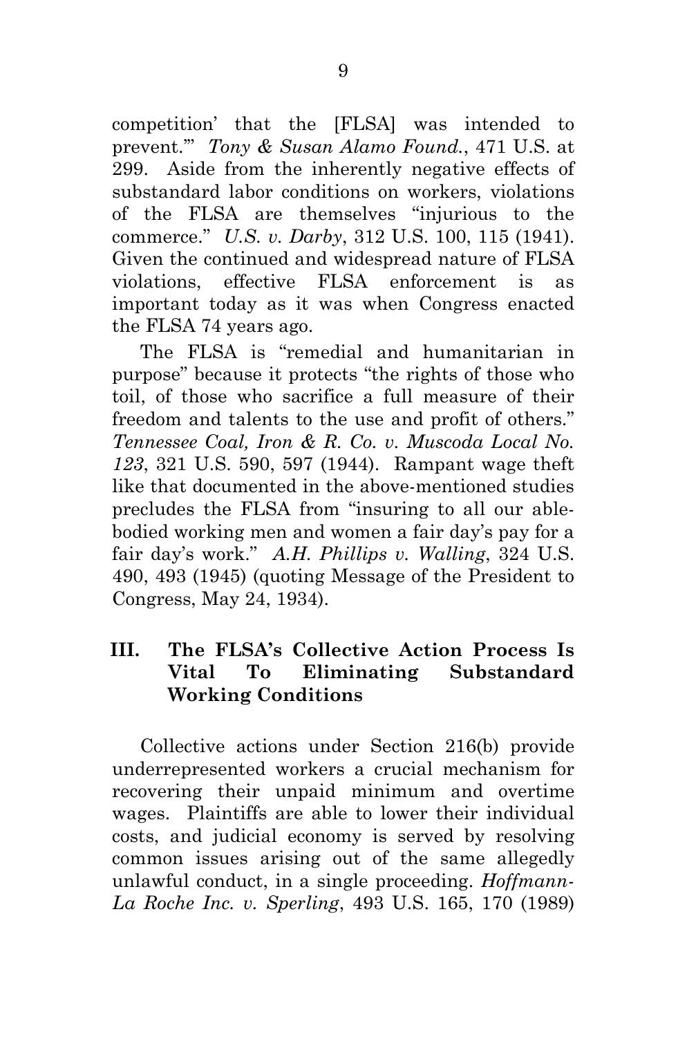competition' that the [FLSA] was intended to prevent.'" *Tony & Susan Alamo Found.*, 471 U.S. at 299. Aside from the inherently negative effects of substandard labor conditions on workers, violations of the FLSA are themselves "injurious to the commerce." *U.S. v. Darby*, 312 U.S. 100, 115 (1941). Given the continued and widespread nature of FLSA violations, effective FLSA enforcement is as important today as it was when Congress enacted the FLSA 74 years ago.

The FLSA is "remedial and humanitarian in purpose" because it protects "the rights of those who toil, of those who sacrifice a full measure of their freedom and talents to the use and profit of others." *Tennessee Coal, Iron & R. Co. v. Muscoda Local No. 123*, 321 U.S. 590, 597 (1944). Rampant wage theft like that documented in the above-mentioned studies precludes the FLSA from "insuring to all our able-bodied working men and women a fair day's pay for a fair day's work." *A.H. Phillips v. Walling*, 324 U.S. 490, 493 (1945) (quoting Message of the President to Congress, May 24, 1934).

## III. The FLSA's Collective Action Process Is Vital To Eliminating Substandard Working Conditions

Collective actions under Section 216(b) provide underrepresented workers a crucial mechanism for recovering their unpaid minimum and overtime wages. Plaintiffs are able to lower their individual costs, and judicial economy is served by resolving common issues arising out of the same allegedly unlawful conduct, in a single proceeding. *Hoffmann-La Roche Inc. v. Sperling*, 493 U.S. 165, 170 (1989)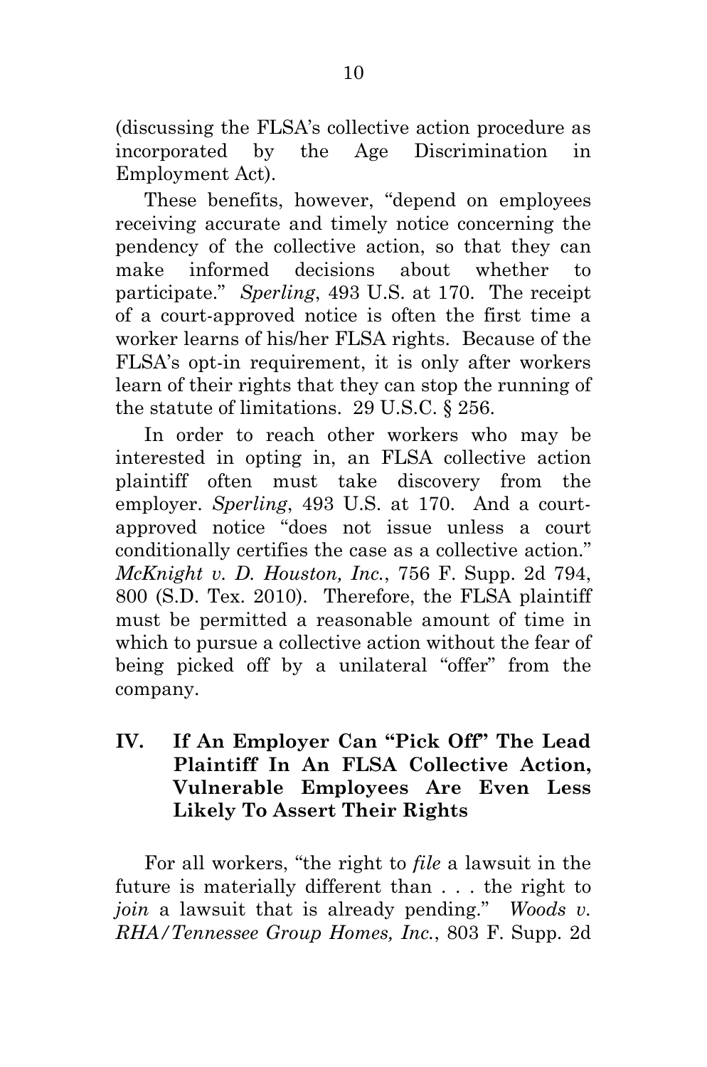(discussing the FLSA's collective action procedure as incorporated by the Age Discrimination in Employment Act).

These benefits, however, "depend on employees receiving accurate and timely notice concerning the pendency of the collective action, so that they can make informed decisions about whether to participate." *Sperling*, 493 U.S. at 170. The receipt of a court-approved notice is often the first time a worker learns of his/her FLSA rights. Because of the FLSA's opt-in requirement, it is only after workers learn of their rights that they can stop the running of the statute of limitations. 29 U.S.C. § 256.

In order to reach other workers who may be interested in opting in, an FLSA collective action plaintiff often must take discovery from the employer. *Sperling*, 493 U.S. at 170. And a court-approved notice "does not issue unless a court conditionally certifies the case as a collective action." *McKnight v. D. Houston, Inc.*, 756 F. Supp. 2d 794, 800 (S.D. Tex. 2010). Therefore, the FLSA plaintiff must be permitted a reasonable amount of time in which to pursue a collective action without the fear of being picked off by a unilateral "offer" from the company.

## IV. If An Employer Can "Pick Off" The Lead Plaintiff In An FLSA Collective Action, Vulnerable Employees Are Even Less Likely To Assert Their Rights

For all workers, "the right to *file* a lawsuit in the future is materially different than . . . the right to *join* a lawsuit that is already pending." *Woods v. RHA/Tennessee Group Homes, Inc.*, 803 F. Supp. 2d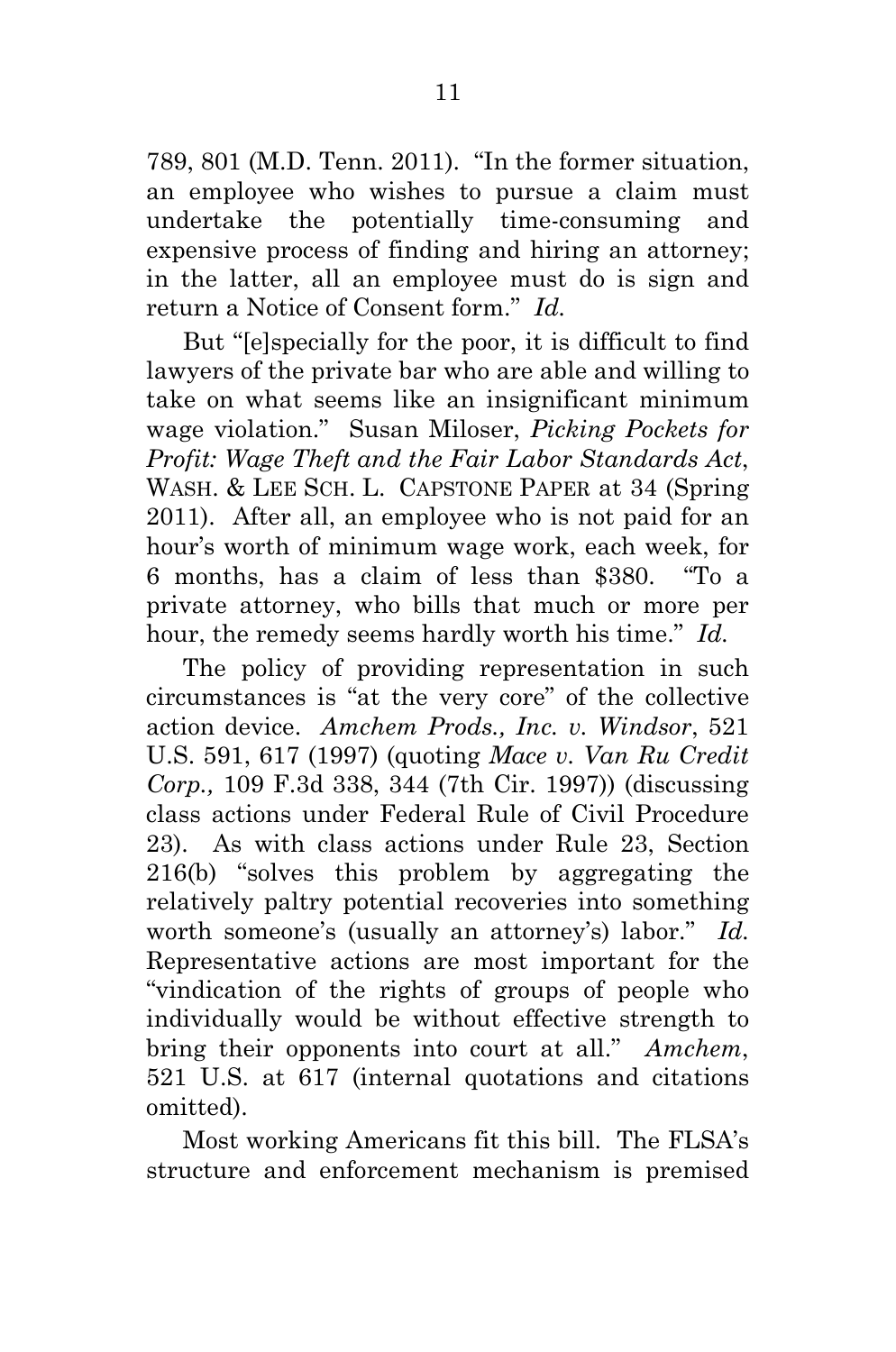789, 801 (M.D. Tenn. 2011). "In the former situation, an employee who wishes to pursue a claim must undertake the potentially time-consuming and expensive process of finding and hiring an attorney; in the latter, all an employee must do is sign and return a Notice of Consent form." *Id.*

But "[e]specially for the poor, it is difficult to find lawyers of the private bar who are able and willing to take on what seems like an insignificant minimum wage violation." Susan Miloser, *Picking Pockets for Profit: Wage Theft and the Fair Labor Standards Act*, WASH. & LEE SCH. L. CAPSTONE PAPER at 34 (Spring 2011). After all, an employee who is not paid for an hour's worth of minimum wage work, each week, for 6 months, has a claim of less than $380. "To a private attorney, who bills that much or more per hour, the remedy seems hardly worth his time." *Id.*

The policy of providing representation in such circumstances is "at the very core" of the collective action device. *Amchem Prods., Inc. v. Windsor*, 521 U.S. 591, 617 (1997) (quoting *Mace v. Van Ru Credit Corp.,* 109 F.3d 338, 344 (7th Cir. 1997)) (discussing class actions under Federal Rule of Civil Procedure 23). As with class actions under Rule 23, Section 216(b) "solves this problem by aggregating the relatively paltry potential recoveries into something worth someone's (usually an attorney's) labor." *Id.* Representative actions are most important for the "vindication of the rights of groups of people who individually would be without effective strength to bring their opponents into court at all." *Amchem*, 521 U.S. at 617 (internal quotations and citations omitted).

Most working Americans fit this bill. The FLSA's structure and enforcement mechanism is premised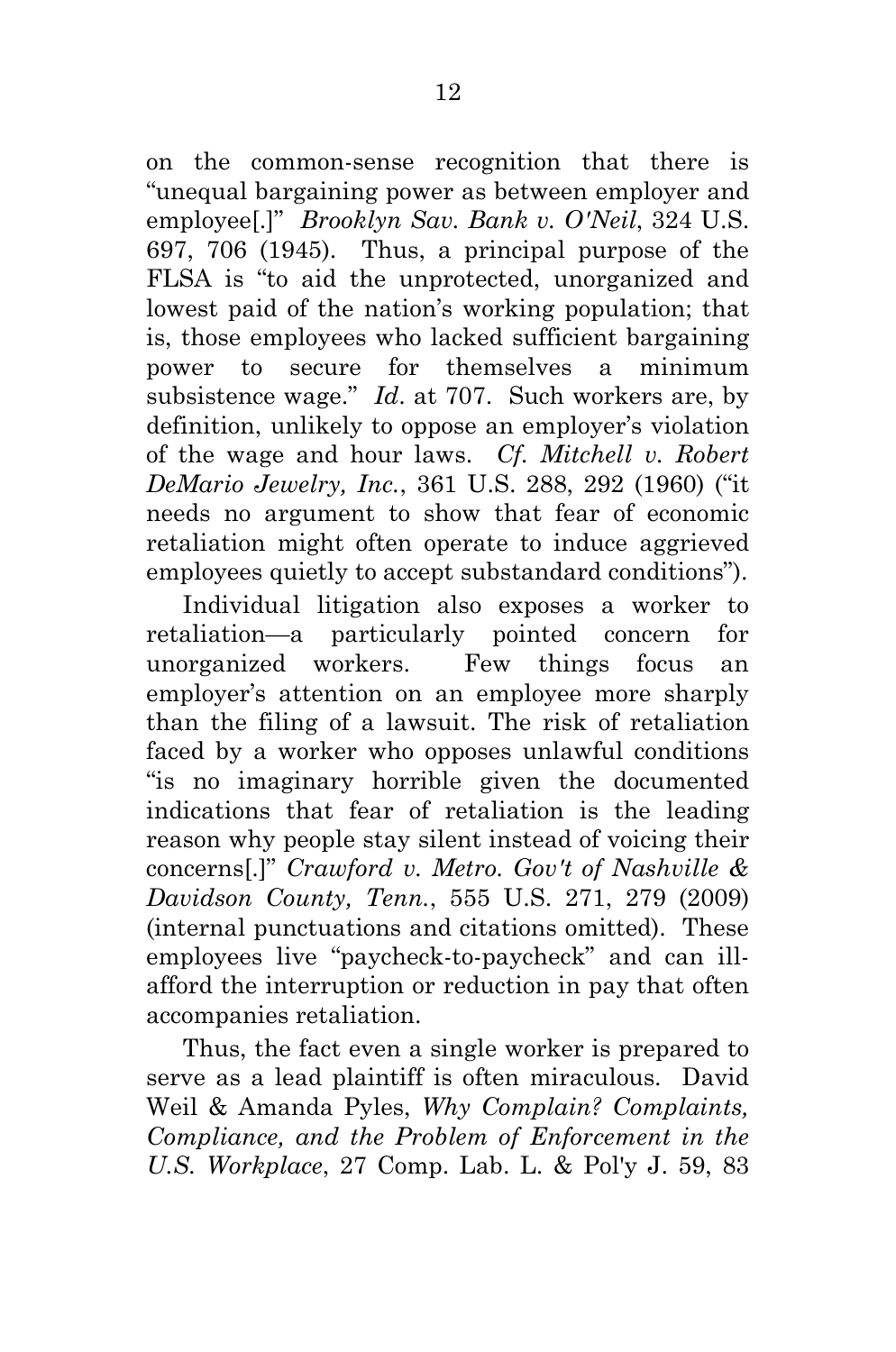on the common-sense recognition that there is "unequal bargaining power as between employer and employee[.]" *Brooklyn Sav. Bank v. O'Neil*, 324 U.S. 697, 706 (1945). Thus, a principal purpose of the FLSA is "to aid the unprotected, unorganized and lowest paid of the nation's working population; that is, those employees who lacked sufficient bargaining power to secure for themselves a minimum subsistence wage." *Id*. at 707. Such workers are, by definition, unlikely to oppose an employer's violation of the wage and hour laws. *Cf. Mitchell v. Robert DeMario Jewelry, Inc.*, 361 U.S. 288, 292 (1960) ("it needs no argument to show that fear of economic retaliation might often operate to induce aggrieved employees quietly to accept substandard conditions").

Individual litigation also exposes a worker to retaliation—a particularly pointed concern for unorganized workers. Few things focus an employer's attention on an employee more sharply than the filing of a lawsuit. The risk of retaliation faced by a worker who opposes unlawful conditions "is no imaginary horrible given the documented indications that fear of retaliation is the leading reason why people stay silent instead of voicing their concerns[.]" *Crawford v. Metro. Gov't of Nashville & Davidson County, Tenn.*, 555 U.S. 271, 279 (2009) (internal punctuations and citations omitted). These employees live "paycheck-to-paycheck" and can ill-afford the interruption or reduction in pay that often accompanies retaliation.

Thus, the fact even a single worker is prepared to serve as a lead plaintiff is often miraculous. David Weil & Amanda Pyles, *Why Complain? Complaints, Compliance, and the Problem of Enforcement in the U.S. Workplace*, 27 Comp. Lab. L. & Pol'y J. 59, 83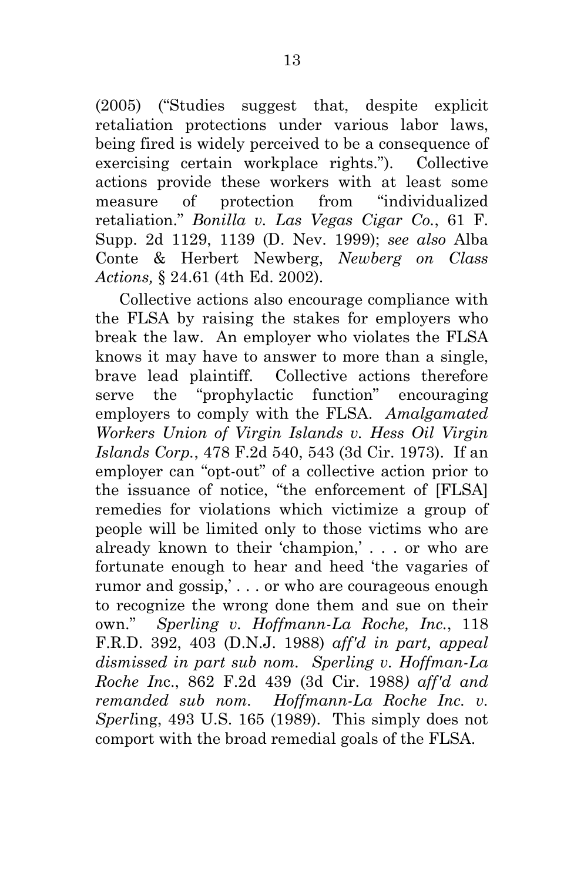(2005) ("Studies suggest that, despite explicit retaliation protections under various labor laws, being fired is widely perceived to be a consequence of exercising certain workplace rights."). Collective actions provide these workers with at least some measure of protection from "individualized retaliation." *Bonilla v. Las Vegas Cigar Co.*, 61 F. Supp. 2d 1129, 1139 (D. Nev. 1999); *see also* Alba Conte & Herbert Newberg, *Newberg on Class Actions,* § 24.61 (4th Ed. 2002).

Collective actions also encourage compliance with the FLSA by raising the stakes for employers who break the law. An employer who violates the FLSA knows it may have to answer to more than a single, brave lead plaintiff. Collective actions therefore serve the "prophylactic function" encouraging employers to comply with the FLSA. *Amalgamated Workers Union of Virgin Islands v. Hess Oil Virgin Islands Corp.*, 478 F.2d 540, 543 (3d Cir. 1973). If an employer can "opt-out" of a collective action prior to the issuance of notice, "the enforcement of [FLSA] remedies for violations which victimize a group of people will be limited only to those victims who are already known to their 'champion,' . . . or who are fortunate enough to hear and heed 'the vagaries of rumor and gossip,' . . . or who are courageous enough to recognize the wrong done them and sue on their own." *Sperling v. Hoffmann-La Roche, Inc.*, 118 F.R.D. 392, 403 (D.N.J. 1988) *aff'd in part, appeal dismissed in part sub nom. Sperling v. Hoffman-La Roche Inc.*, 862 F.2d 439 (3d Cir. 1988*) aff'd and remanded sub nom. Hoffmann-La Roche Inc. v. Sperl*ing, 493 U.S. 165 (1989). This simply does not comport with the broad remedial goals of the FLSA.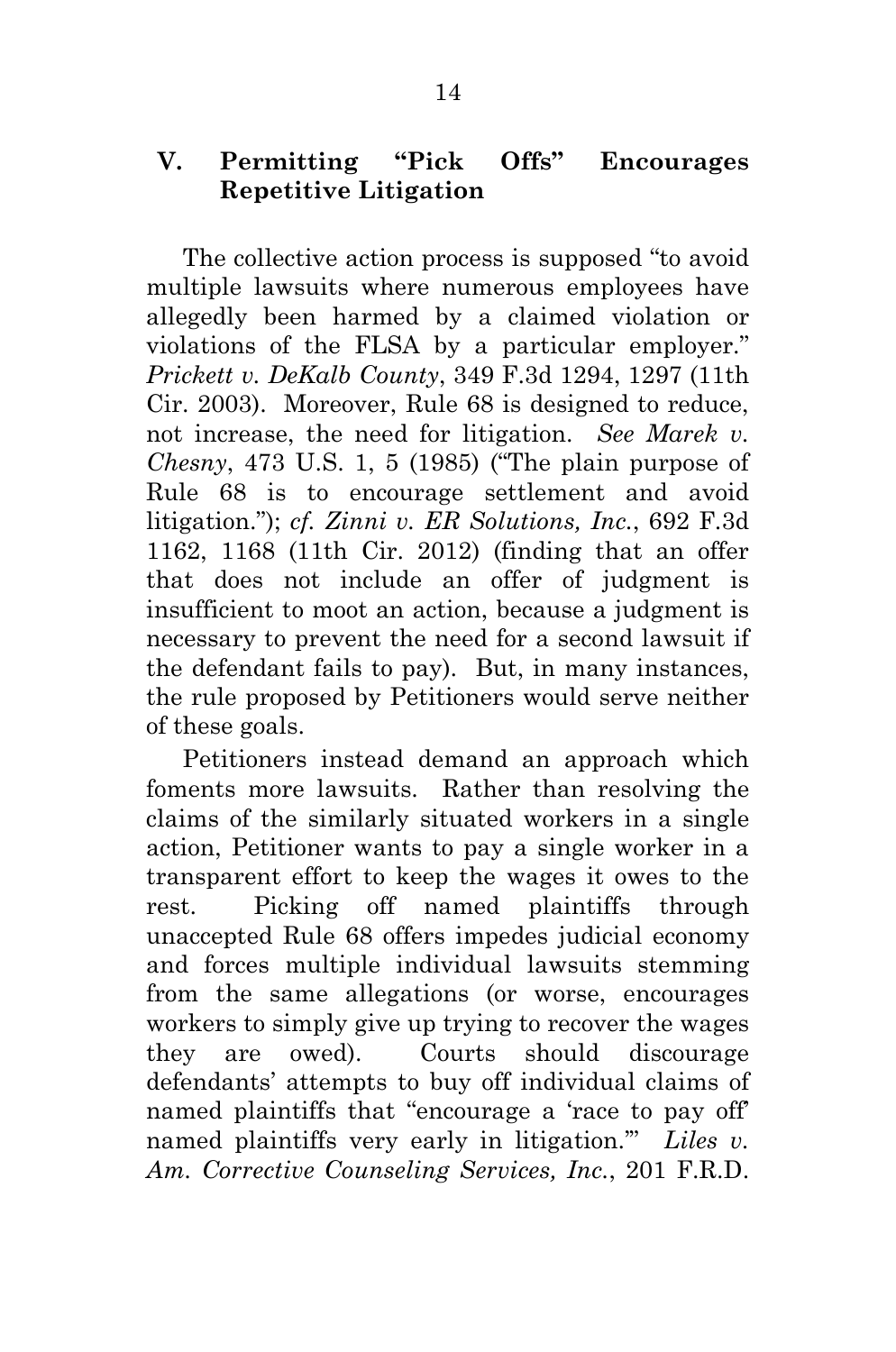## V. Permitting "Pick Offs" Encourages Repetitive Litigation

The collective action process is supposed "to avoid multiple lawsuits where numerous employees have allegedly been harmed by a claimed violation or violations of the FLSA by a particular employer." *Prickett v. DeKalb County*, 349 F.3d 1294, 1297 (11th Cir. 2003). Moreover, Rule 68 is designed to reduce, not increase, the need for litigation. *See Marek v. Chesny*, 473 U.S. 1, 5 (1985) ("The plain purpose of Rule 68 is to encourage settlement and avoid litigation."); *cf. Zinni v. ER Solutions, Inc.*, 692 F.3d 1162, 1168 (11th Cir. 2012) (finding that an offer that does not include an offer of judgment is insufficient to moot an action, because a judgment is necessary to prevent the need for a second lawsuit if the defendant fails to pay). But, in many instances, the rule proposed by Petitioners would serve neither of these goals.

Petitioners instead demand an approach which foments more lawsuits. Rather than resolving the claims of the similarly situated workers in a single action, Petitioner wants to pay a single worker in a transparent effort to keep the wages it owes to the rest. Picking off named plaintiffs through unaccepted Rule 68 offers impedes judicial economy and forces multiple individual lawsuits stemming from the same allegations (or worse, encourages workers to simply give up trying to recover the wages they are owed). Courts should discourage defendants' attempts to buy off individual claims of named plaintiffs that "encourage a 'race to pay off' named plaintiffs very early in litigation.'" *Liles v. Am. Corrective Counseling Services, Inc.*, 201 F.R.D.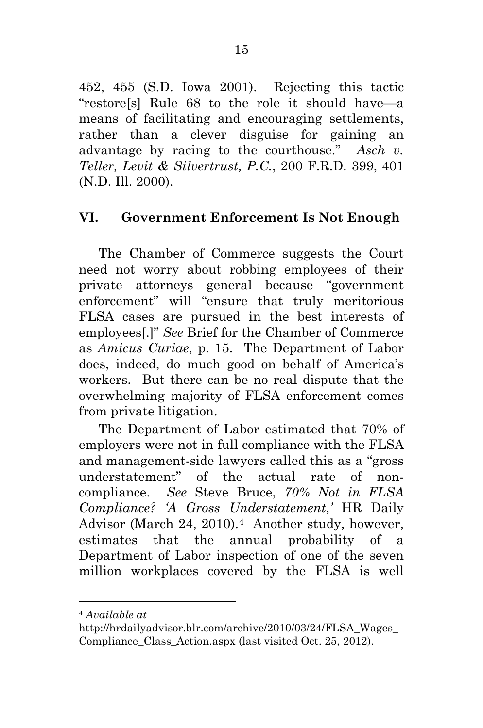452, 455 (S.D. Iowa 2001). Rejecting this tactic "restore[s] Rule 68 to the role it should have—a means of facilitating and encouraging settlements, rather than a clever disguise for gaining an advantage by racing to the courthouse." *Asch v. Teller, Levit & Silvertrust, P.C.*, 200 F.R.D. 399, 401 (N.D. Ill. 2000).

## VI. Government Enforcement Is Not Enough

The Chamber of Commerce suggests the Court need not worry about robbing employees of their private attorneys general because "government enforcement" will "ensure that truly meritorious FLSA cases are pursued in the best interests of employees[.]" *See* Brief for the Chamber of Commerce as *Amicus Curiae*, p. 15. The Department of Labor does, indeed, do much good on behalf of America's workers. But there can be no real dispute that the overwhelming majority of FLSA enforcement comes from private litigation.

The Department of Labor estimated that 70% of employers were not in full compliance with the FLSA and management-side lawyers called this as a "gross understatement" of the actual rate of non-compliance. *See* Steve Bruce, *70% Not in FLSA Compliance? 'A Gross Understatement,'* HR Daily Advisor (March 24, 2010).[4] Another study, however, estimates that the annual probability of a Department of Labor inspection of one of the seven million workplaces covered by the FLSA is well

---

[4] *Available at* http://hrdailyadvisor.blr.com/archive/2010/03/24/FLSA_Wages_Compliance_Class_Action.aspx (last visited Oct. 25, 2012).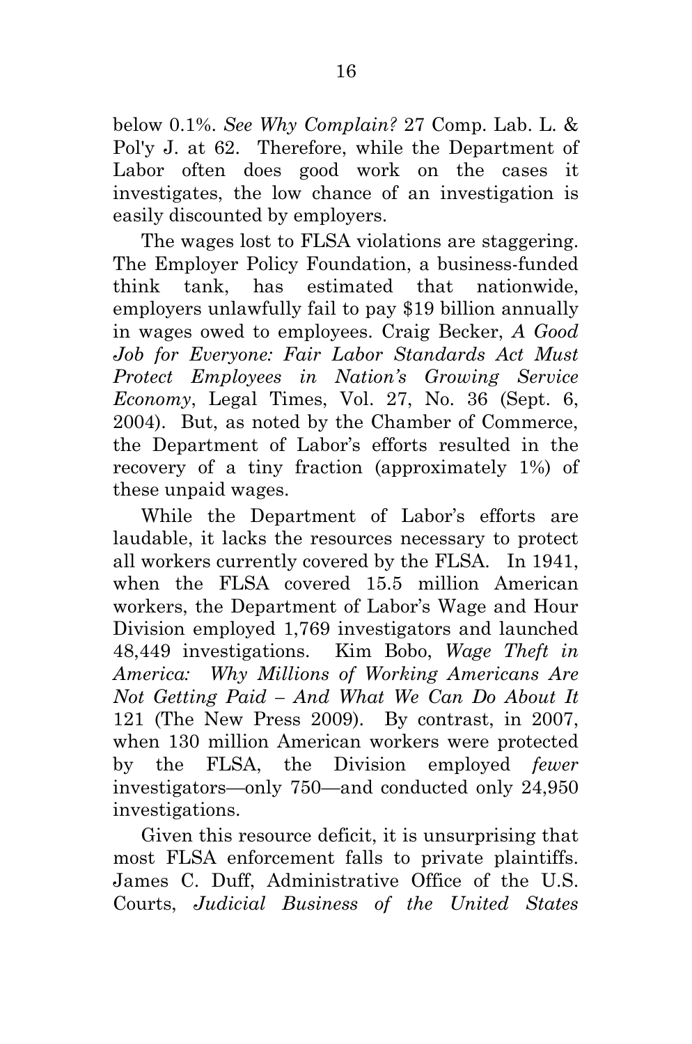below 0.1%. *See Why Complain?* 27 Comp. Lab. L. & Pol'y J. at 62. Therefore, while the Department of Labor often does good work on the cases it investigates, the low chance of an investigation is easily discounted by employers.

The wages lost to FLSA violations are staggering. The Employer Policy Foundation, a business-funded think tank, has estimated that nationwide, employers unlawfully fail to pay $19 billion annually in wages owed to employees. Craig Becker, *A Good Job for Everyone: Fair Labor Standards Act Must Protect Employees in Nation's Growing Service Economy*, Legal Times, Vol. 27, No. 36 (Sept. 6, 2004). But, as noted by the Chamber of Commerce, the Department of Labor's efforts resulted in the recovery of a tiny fraction (approximately 1%) of these unpaid wages.

While the Department of Labor's efforts are laudable, it lacks the resources necessary to protect all workers currently covered by the FLSA. In 1941, when the FLSA covered 15.5 million American workers, the Department of Labor's Wage and Hour Division employed 1,769 investigators and launched 48,449 investigations. Kim Bobo, *Wage Theft in America: Why Millions of Working Americans Are Not Getting Paid – And What We Can Do About It* 121 (The New Press 2009). By contrast, in 2007, when 130 million American workers were protected by the FLSA, the Division employed *fewer* investigators—only 750—and conducted only 24,950 investigations.

Given this resource deficit, it is unsurprising that most FLSA enforcement falls to private plaintiffs. James C. Duff, Administrative Office of the U.S. Courts, *Judicial Business of the United States*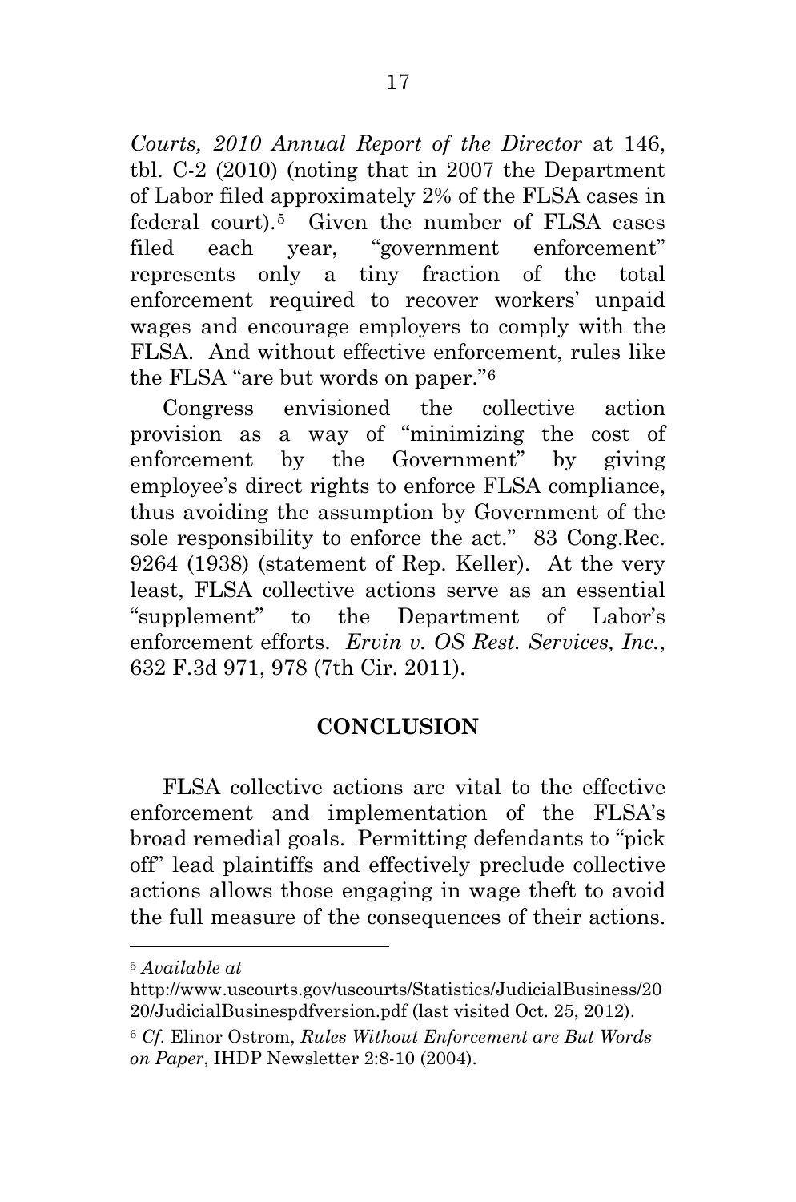*Courts, 2010 Annual Report of the Director* at 146, tbl. C-2 (2010) (noting that in 2007 the Department of Labor filed approximately 2% of the FLSA cases in federal court).[5] Given the number of FLSA cases filed each year, "government enforcement" represents only a tiny fraction of the total enforcement required to recover workers' unpaid wages and encourage employers to comply with the FLSA. And without effective enforcement, rules like the FLSA "are but words on paper."[6]

Congress envisioned the collective action provision as a way of "minimizing the cost of enforcement by the Government" by giving employee's direct rights to enforce FLSA compliance, thus avoiding the assumption by Government of the sole responsibility to enforce the act." 83 Cong.Rec. 9264 (1938) (statement of Rep. Keller). At the very least, FLSA collective actions serve as an essential "supplement" to the Department of Labor's enforcement efforts. *Ervin v. OS Rest. Services, Inc.*, 632 F.3d 971, 978 (7th Cir. 2011).

## CONCLUSION

FLSA collective actions are vital to the effective enforcement and implementation of the FLSA's broad remedial goals. Permitting defendants to "pick off" lead plaintiffs and effectively preclude collective actions allows those engaging in wage theft to avoid the full measure of the consequences of their actions.

---

[5] *Available at* http://www.uscourts.gov/uscourts/Statistics/JudicialBusiness/2020/JudicialBusinespdfversion.pdf (last visited Oct. 25, 2012).

[6] *Cf.* Elinor Ostrom, *Rules Without Enforcement are But Words on Paper*, IHDP Newsletter 2:8-10 (2004).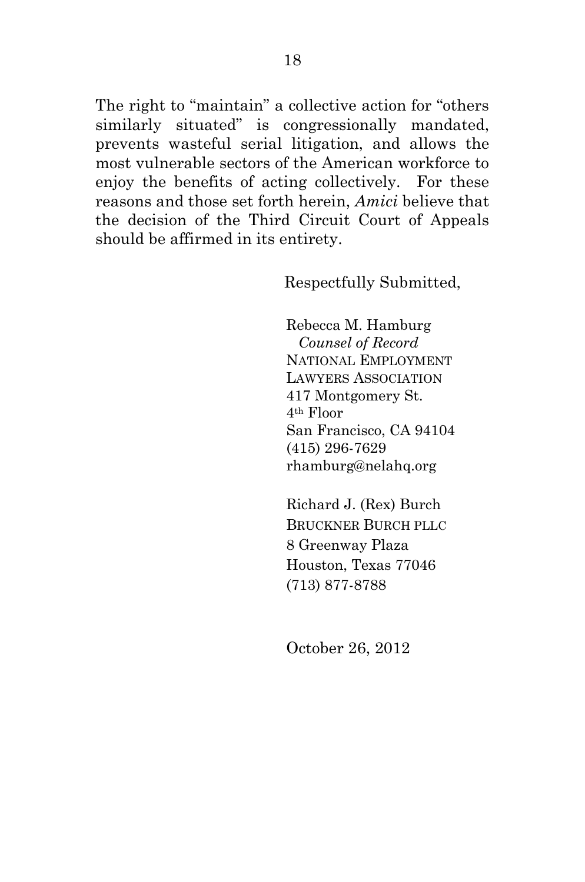The right to "maintain" a collective action for "others similarly situated" is congressionally mandated, prevents wasteful serial litigation, and allows the most vulnerable sectors of the American workforce to enjoy the benefits of acting collectively. For these reasons and those set forth herein, *Amici* believe that the decision of the Third Circuit Court of Appeals should be affirmed in its entirety.

Respectfully Submitted,

Rebecca M. Hamburg
*Counsel of Record*
NATIONAL EMPLOYMENT LAWYERS ASSOCIATION
417 Montgomery St.
4th Floor
San Francisco, CA 94104
(415) 296-7629
rhamburg@nelahq.org

Richard J. (Rex) Burch
BRUCKNER BURCH PLLC
8 Greenway Plaza
Houston, Texas 77046
(713) 877-8788

October 26, 2012